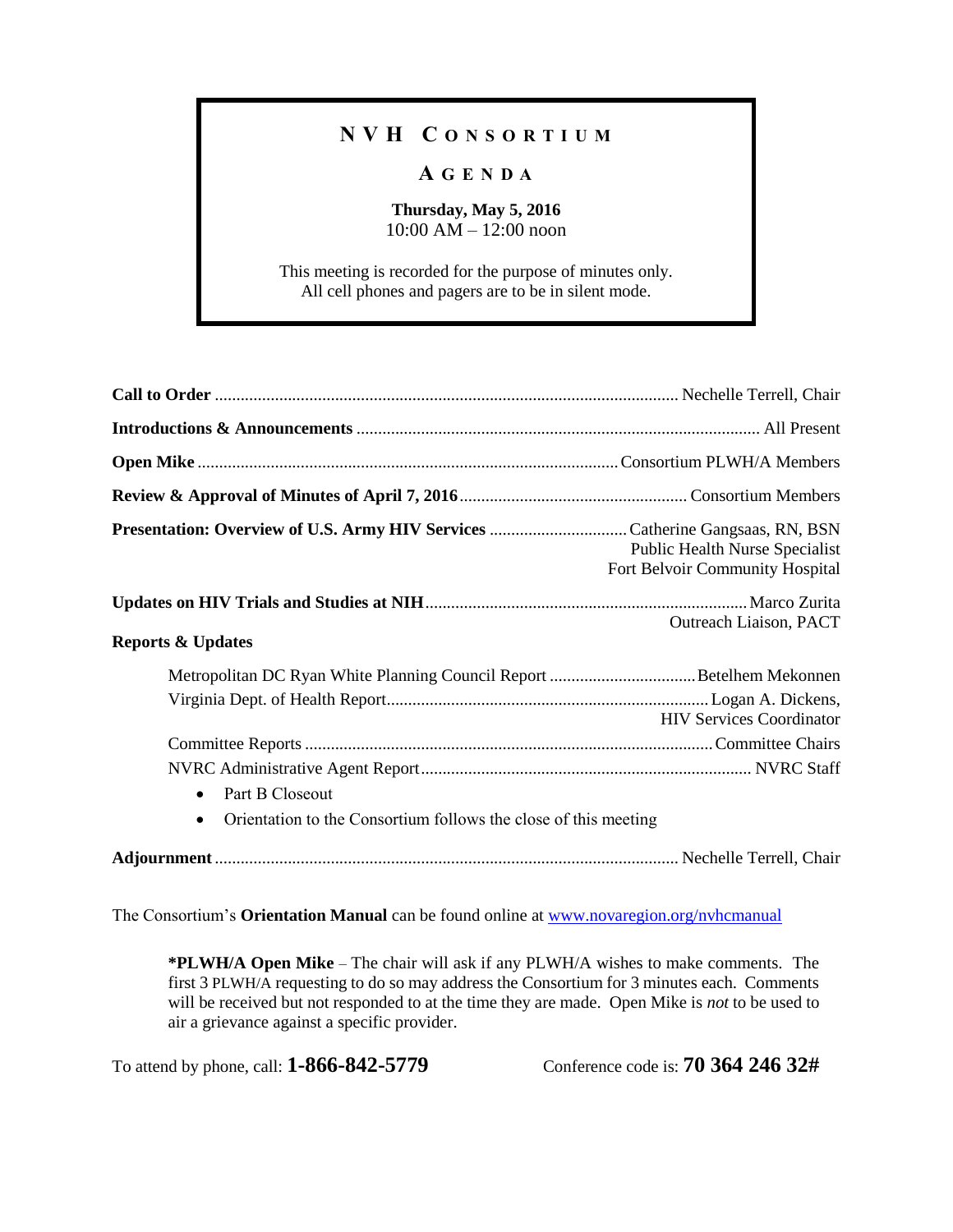# NVH CONSORTIUM

## AGENDA

**Thursday, May 5, 2016**
10:00 AM – 12:00 noon

This meeting is recorded for the purpose of minutes only.
All cell phones and pagers are to be in silent mode.

**Call to Order** ............................................................ Nechelle Terrell, Chair

**Introductions & Announcements** ............................................................ All Present

**Open Mike** ............................................................ Consortium PLWH/A Members

**Review & Approval of Minutes of April 7, 2016** ............................................................ Consortium Members

**Presentation: Overview of U.S. Army HIV Services** ............................................................ Catherine Gangsaas, RN, BSN
Public Health Nurse Specialist
Fort Belvoir Community Hospital

**Updates on HIV Trials and Studies at NIH** ............................................................ Marco Zurita
Outreach Liaison, PACT

**Reports & Updates**

Metropolitan DC Ryan White Planning Council Report ............................................................ Betelhem Mekonnen

Virginia Dept. of Health Report ............................................................ Logan A. Dickens,
HIV Services Coordinator

Committee Reports ............................................................ Committee Chairs

NVRC Administrative Agent Report ............................................................ NVRC Staff

- Part B Closeout
- Orientation to the Consortium follows the close of this meeting

**Adjournment** ............................................................ Nechelle Terrell, Chair

The Consortium's **Orientation Manual** can be found online at [www.novaregion.org/nvhcmanual](www.novaregion.org/nvhcmanual)

> ***PLWH/A Open Mike** – The chair will ask if any PLWH/A wishes to make comments. The first 3 PLWH/A requesting to do so may address the Consortium for 3 minutes each. Comments will be received but not responded to at the time they are made. Open Mike is *not* to be used to air a grievance against a specific provider.

To attend by phone, call: **1-866-842-5779** Conference code is: **70 364 246 32#**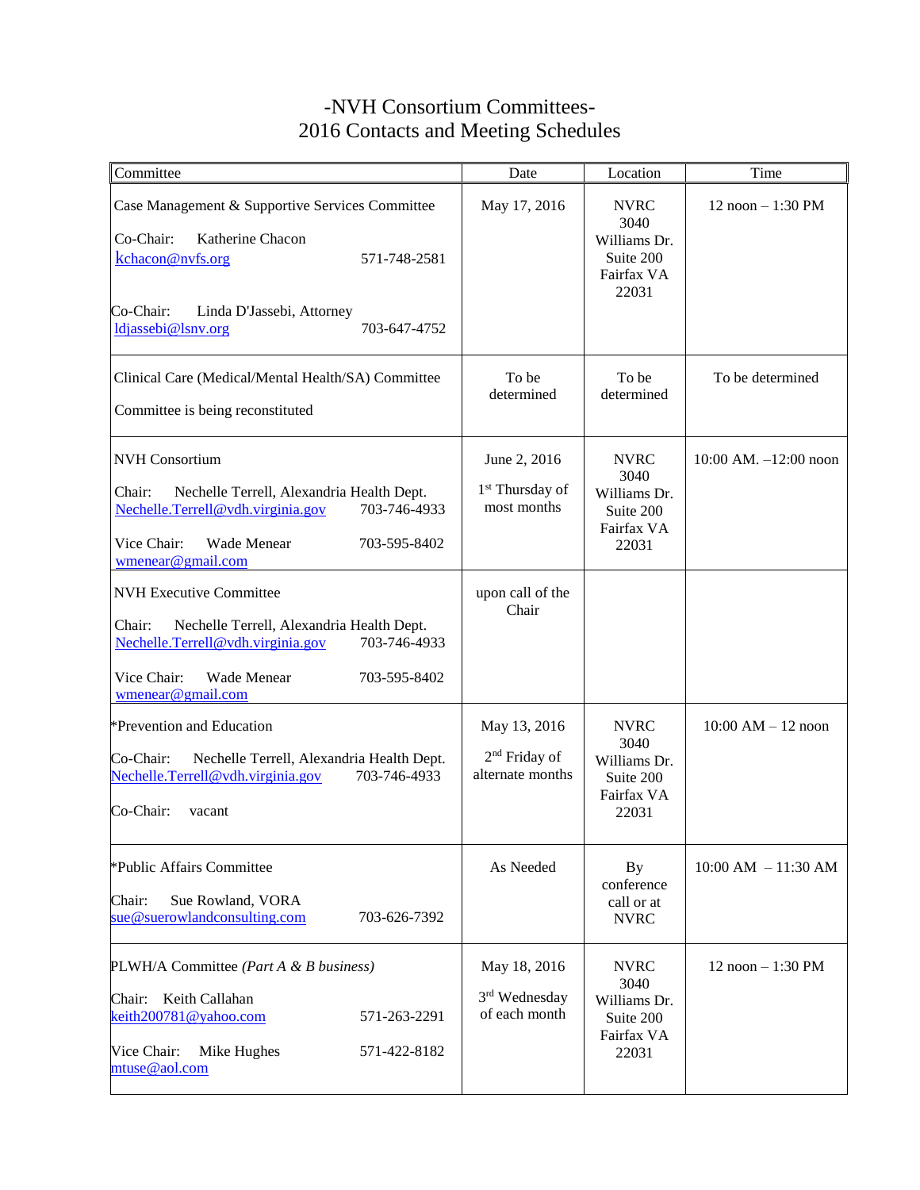# -NVH Consortium Committees-
# 2016 Contacts and Meeting Schedules

| Committee | Date | Location | Time |
|---|---|---|---|
| Case Management & Supportive Services Committee<br><br>Co-Chair: Katherine Chacon<br>kchacon@nvfs.org 571-748-2581<br><br>Co-Chair: Linda D'Jassebi, Attorney<br>ldjassebi@lsnv.org 703-647-4752 | May 17, 2016 | NVRC<br>3040<br>Williams Dr.<br>Suite 200<br>Fairfax VA<br>22031 | 12 noon – 1:30 PM |
| Clinical Care (Medical/Mental Health/SA) Committee<br><br>Committee is being reconstituted | To be determined | To be determined | To be determined |
| NVH Consortium<br><br>Chair: Nechelle Terrell, Alexandria Health Dept.<br>Nechelle.Terrell@vdh.virginia.gov 703-746-4933<br><br>Vice Chair: Wade Menear 703-595-8402<br>wmenear@gmail.com | June 2, 2016<br><br>1st Thursday of most months | NVRC<br>3040<br>Williams Dr.<br>Suite 200<br>Fairfax VA<br>22031 | 10:00 AM. –12:00 noon |
| NVH Executive Committee<br><br>Chair: Nechelle Terrell, Alexandria Health Dept.<br>Nechelle.Terrell@vdh.virginia.gov 703-746-4933<br><br>Vice Chair: Wade Menear 703-595-8402<br>wmenear@gmail.com | upon call of the Chair | | |
| *Prevention and Education<br><br>Co-Chair: Nechelle Terrell, Alexandria Health Dept.<br>Nechelle.Terrell@vdh.virginia.gov 703-746-4933<br><br>Co-Chair: vacant | May 13, 2016<br><br>2nd Friday of alternate months | NVRC<br>3040<br>Williams Dr.<br>Suite 200<br>Fairfax VA<br>22031 | 10:00 AM – 12 noon |
| *Public Affairs Committee<br><br>Chair: Sue Rowland, VORA<br>sue@suerowlandconsulting.com 703-626-7392 | As Needed | By conference call or at NVRC | 10:00 AM – 11:30 AM |
| PLWH/A Committee *(Part A & B business)*<br><br>Chair: Keith Callahan<br>keith200781@yahoo.com 571-263-2291<br><br>Vice Chair: Mike Hughes 571-422-8182<br>mtuse@aol.com | May 18, 2016<br><br>3rd Wednesday of each month | NVRC<br>3040<br>Williams Dr.<br>Suite 200<br>Fairfax VA<br>22031 | 12 noon – 1:30 PM |